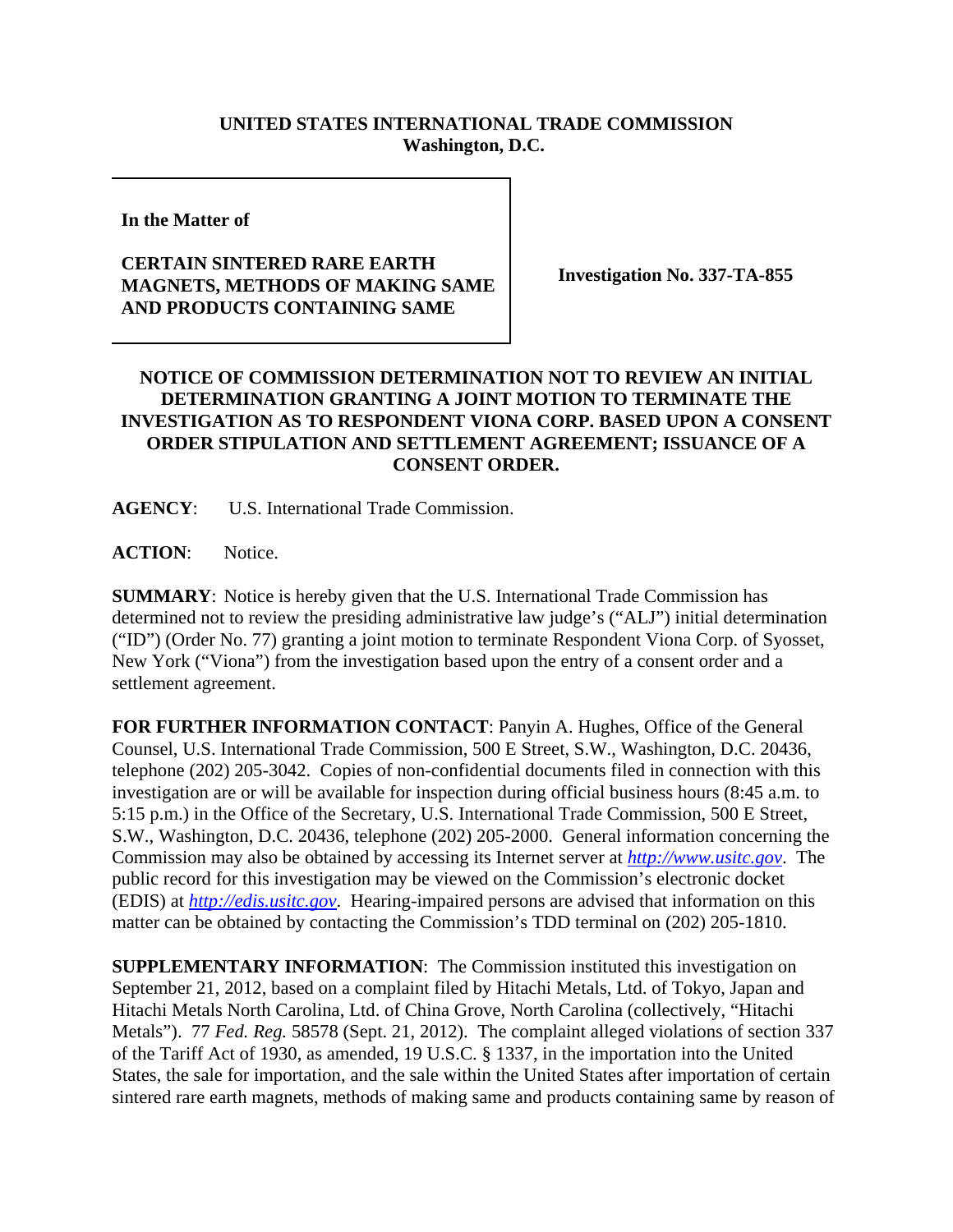**UNITED STATES INTERNATIONAL TRADE COMMISSION**
**Washington, D.C.**

| In the Matter of<br><br>**CERTAIN SINTERED RARE EARTH MAGNETS, METHODS OF MAKING SAME AND PRODUCTS CONTAINING SAME** | **Investigation No. 337-TA-855** |
|---|---|

**NOTICE OF COMMISSION DETERMINATION NOT TO REVIEW AN INITIAL DETERMINATION GRANTING A JOINT MOTION TO TERMINATE THE INVESTIGATION AS TO RESPONDENT VIONA CORP. BASED UPON A CONSENT ORDER STIPULATION AND SETTLEMENT AGREEMENT; ISSUANCE OF A CONSENT ORDER.**

**AGENCY**: U.S. International Trade Commission.

**ACTION**: Notice.

**SUMMARY**: Notice is hereby given that the U.S. International Trade Commission has determined not to review the presiding administrative law judge's ("ALJ") initial determination ("ID") (Order No. 77) granting a joint motion to terminate Respondent Viona Corp. of Syosset, New York ("Viona") from the investigation based upon the entry of a consent order and a settlement agreement.

**FOR FURTHER INFORMATION CONTACT**: Panyin A. Hughes, Office of the General Counsel, U.S. International Trade Commission, 500 E Street, S.W., Washington, D.C. 20436, telephone (202) 205-3042. Copies of non-confidential documents filed in connection with this investigation are or will be available for inspection during official business hours (8:45 a.m. to 5:15 p.m.) in the Office of the Secretary, U.S. International Trade Commission, 500 E Street, S.W., Washington, D.C. 20436, telephone (202) 205-2000. General information concerning the Commission may also be obtained by accessing its Internet server at *http://www.usitc.gov*. The public record for this investigation may be viewed on the Commission's electronic docket (EDIS) at *http://edis.usitc.gov*. Hearing-impaired persons are advised that information on this matter can be obtained by contacting the Commission's TDD terminal on (202) 205-1810.

**SUPPLEMENTARY INFORMATION**: The Commission instituted this investigation on September 21, 2012, based on a complaint filed by Hitachi Metals, Ltd. of Tokyo, Japan and Hitachi Metals North Carolina, Ltd. of China Grove, North Carolina (collectively, "Hitachi Metals"). 77 *Fed. Reg.* 58578 (Sept. 21, 2012). The complaint alleged violations of section 337 of the Tariff Act of 1930, as amended, 19 U.S.C. § 1337, in the importation into the United States, the sale for importation, and the sale within the United States after importation of certain sintered rare earth magnets, methods of making same and products containing same by reason of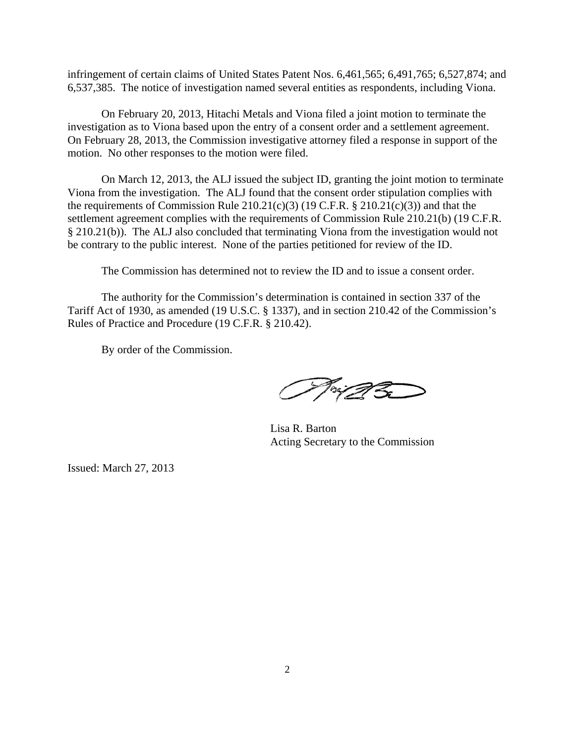infringement of certain claims of United States Patent Nos. 6,461,565; 6,491,765; 6,527,874; and 6,537,385. The notice of investigation named several entities as respondents, including Viona.

On February 20, 2013, Hitachi Metals and Viona filed a joint motion to terminate the investigation as to Viona based upon the entry of a consent order and a settlement agreement. On February 28, 2013, the Commission investigative attorney filed a response in support of the motion. No other responses to the motion were filed.

On March 12, 2013, the ALJ issued the subject ID, granting the joint motion to terminate Viona from the investigation. The ALJ found that the consent order stipulation complies with the requirements of Commission Rule 210.21(c)(3) (19 C.F.R. § 210.21(c)(3)) and that the settlement agreement complies with the requirements of Commission Rule 210.21(b) (19 C.F.R. § 210.21(b)). The ALJ also concluded that terminating Viona from the investigation would not be contrary to the public interest. None of the parties petitioned for review of the ID.

The Commission has determined not to review the ID and to issue a consent order.

The authority for the Commission's determination is contained in section 337 of the Tariff Act of 1930, as amended (19 U.S.C. § 1337), and in section 210.42 of the Commission's Rules of Practice and Procedure (19 C.F.R. § 210.42).

By order of the Commission.

Lisa R. Barton
Acting Secretary to the Commission

Issued: March 27, 2013